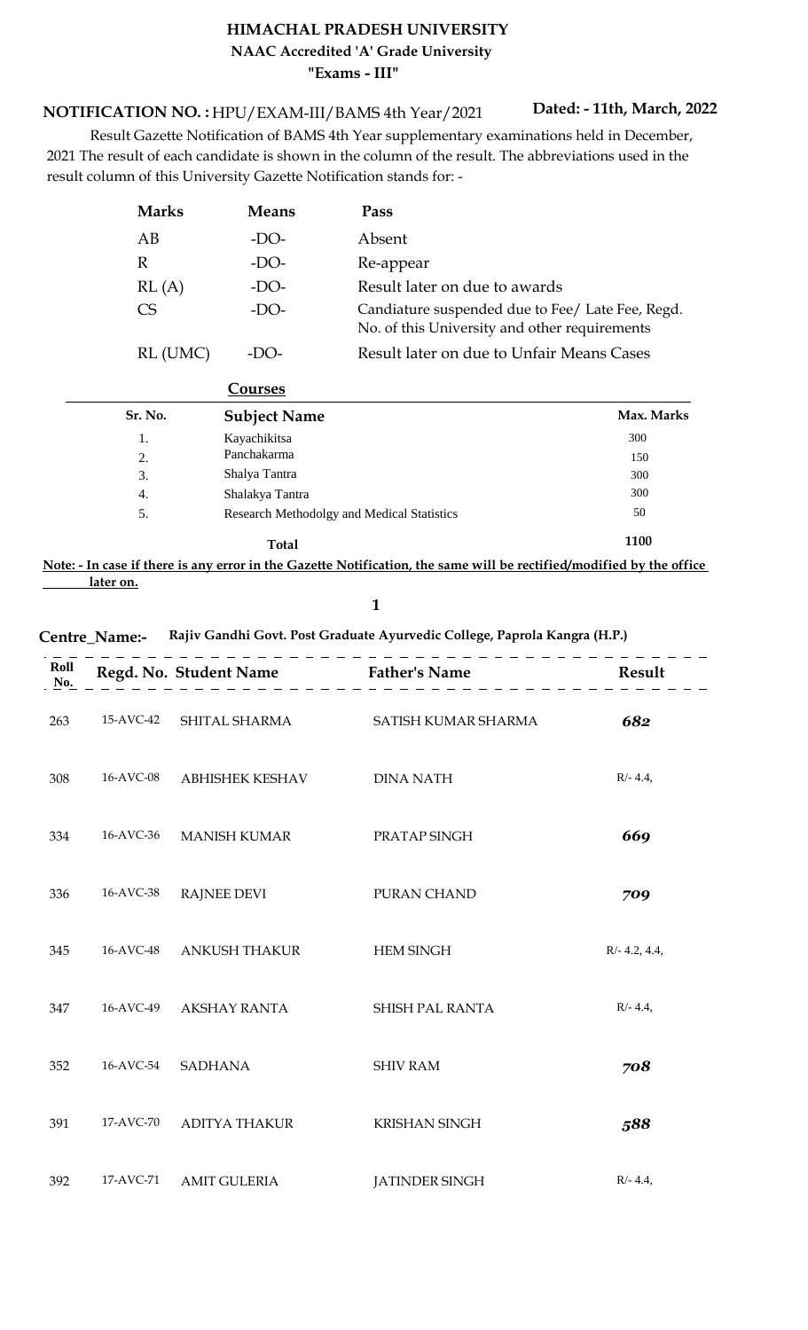# HIMACHAL PRADESH UNIVERSITY

## NAAC Accredited 'A' Grade University

## "Exams - III"

**NOTIFICATION NO. :** HPU/EXAM-III/BAMS 4th Year/2021 **Dated: - 11th, March, 2022**

Result Gazette Notification of BAMS 4th Year supplementary examinations held in December, 2021 The result of each candidate is shown in the column of the result. The abbreviations used in the result column of this University Gazette Notification stands for: -

| | | |
|---|---|---|
| **Marks** | **Means** | **Pass** |
| AB | -DO- | Absent |
| R | -DO- | Re-appear |
| RL (A) | -DO- | Result later on due to awards |
| CS | -DO- | Candiature suspended due to Fee/ Late Fee, Regd. No. of this University and other requirements |
| RL (UMC) | -DO- | Result later on due to Unfair Means Cases |

**Courses**

| Sr. No. | Subject Name | Max. Marks |
|---|---|---|
| 1. | Kayachikitsa | 300 |
| 2. | Panchakarma | 150 |
| 3. | Shalya Tantra | 300 |
| 4. | Shalakya Tantra | 300 |
| 5. | Research Methodolgy and Medical Statistics | 50 |
| | **Total** | **1100** |

**Note: - In case if there is any error in the Gazette Notification, the same will be rectified/modified by the office later on.**

**1**

**Centre_Name:- Rajiv Gandhi Govt. Post Graduate Ayurvedic College, Paprola Kangra (H.P.)**

| Roll No. | Regd. No. | Student Name | Father's Name | Result |
|---|---|---|---|---|
| 263 | 15-AVC-42 | SHITAL SHARMA | SATISH KUMAR SHARMA | **682** |
| 308 | 16-AVC-08 | ABHISHEK KESHAV | DINA NATH | R/- 4.4, |
| 334 | 16-AVC-36 | MANISH KUMAR | PRATAP SINGH | **669** |
| 336 | 16-AVC-38 | RAJNEE DEVI | PURAN CHAND | **709** |
| 345 | 16-AVC-48 | ANKUSH THAKUR | HEM SINGH | R/- 4.2, 4.4, |
| 347 | 16-AVC-49 | AKSHAY RANTA | SHISH PAL RANTA | R/- 4.4, |
| 352 | 16-AVC-54 | SADHANA | SHIV RAM | **708** |
| 391 | 17-AVC-70 | ADITYA THAKUR | KRISHAN SINGH | **588** |
| 392 | 17-AVC-71 | AMIT GULERIA | JATINDER SINGH | R/- 4.4, |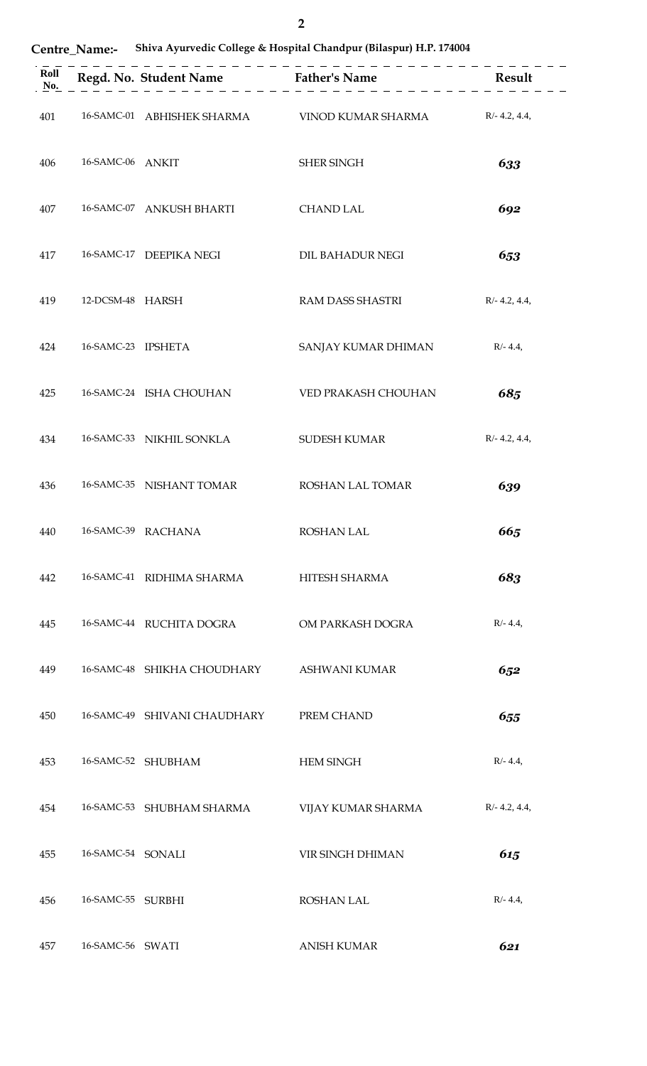**Centre_Name:-** **Shiva Ayurvedic College & Hospital Chandpur (Bilaspur) H.P. 174004**

| Roll No. | Regd. No. | Student Name | Father's Name | Result |
|---|---|---|---|---|
| 401 | 16-SAMC-01 | ABHISHEK SHARMA | VINOD KUMAR SHARMA | R/- 4.2, 4.4, |
| 406 | 16-SAMC-06 | ANKIT | SHER SINGH | ***633*** |
| 407 | 16-SAMC-07 | ANKUSH BHARTI | CHAND LAL | ***692*** |
| 417 | 16-SAMC-17 | DEEPIKA NEGI | DIL BAHADUR NEGI | ***653*** |
| 419 | 12-DCSM-48 | HARSH | RAM DASS SHASTRI | R/- 4.2, 4.4, |
| 424 | 16-SAMC-23 | IPSHETA | SANJAY KUMAR DHIMAN | R/- 4.4, |
| 425 | 16-SAMC-24 | ISHA CHOUHAN | VED PRAKASH CHOUHAN | ***685*** |
| 434 | 16-SAMC-33 | NIKHIL SONKLA | SUDESH KUMAR | R/- 4.2, 4.4, |
| 436 | 16-SAMC-35 | NISHANT TOMAR | ROSHAN LAL TOMAR | ***639*** |
| 440 | 16-SAMC-39 | RACHANA | ROSHAN LAL | ***665*** |
| 442 | 16-SAMC-41 | RIDHIMA SHARMA | HITESH SHARMA | ***683*** |
| 445 | 16-SAMC-44 | RUCHITA DOGRA | OM PARKASH DOGRA | R/- 4.4, |
| 449 | 16-SAMC-48 | SHIKHA CHOUDHARY | ASHWANI KUMAR | ***652*** |
| 450 | 16-SAMC-49 | SHIVANI CHAUDHARY | PREM CHAND | ***655*** |
| 453 | 16-SAMC-52 | SHUBHAM | HEM SINGH | R/- 4.4, |
| 454 | 16-SAMC-53 | SHUBHAM SHARMA | VIJAY KUMAR SHARMA | R/- 4.2, 4.4, |
| 455 | 16-SAMC-54 | SONALI | VIR SINGH DHIMAN | ***615*** |
| 456 | 16-SAMC-55 | SURBHI | ROSHAN LAL | R/- 4.4, |
| 457 | 16-SAMC-56 | SWATI | ANISH KUMAR | ***621*** |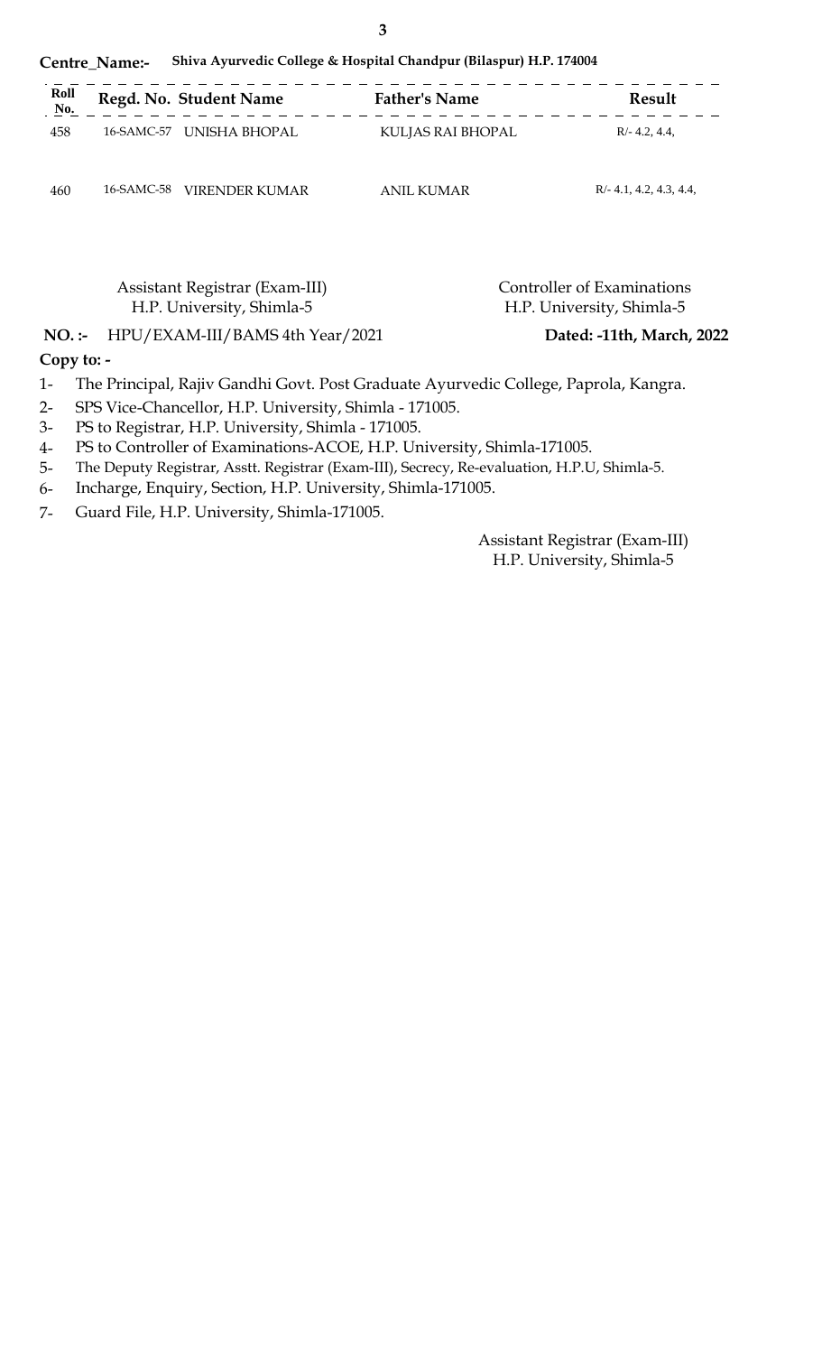**Centre_Name:-** **Shiva Ayurvedic College & Hospital Chandpur (Bilaspur) H.P. 174004**

| Roll No. | Regd. No. | Student Name | Father's Name | Result |
|---|---|---|---|---|
| 458 | 16-SAMC-57 | UNISHA BHOPAL | KULJAS RAI BHOPAL | R/- 4.2, 4.4, |
| 460 | 16-SAMC-58 | VIRENDER KUMAR | ANIL KUMAR | R/- 4.1, 4.2, 4.3, 4.4, |

Assistant Registrar (Exam-III)
H.P. University, Shimla-5

Controller of Examinations
H.P. University, Shimla-5

**NO. :-** HPU/EXAM-III/BAMS 4th Year/2021 **Dated: -11th, March, 2022**

**Copy to: -**

1- The Principal, Rajiv Gandhi Govt. Post Graduate Ayurvedic College, Paprola, Kangra.
2- SPS Vice-Chancellor, H.P. University, Shimla - 171005.
3- PS to Registrar, H.P. University, Shimla - 171005.
4- PS to Controller of Examinations-ACOE, H.P. University, Shimla-171005.
5- The Deputy Registrar, Asstt. Registrar (Exam-III), Secrecy, Re-evaluation, H.P.U, Shimla-5.
6- Incharge, Enquiry, Section, H.P. University, Shimla-171005.
7- Guard File, H.P. University, Shimla-171005.

Assistant Registrar (Exam-III)
H.P. University, Shimla-5